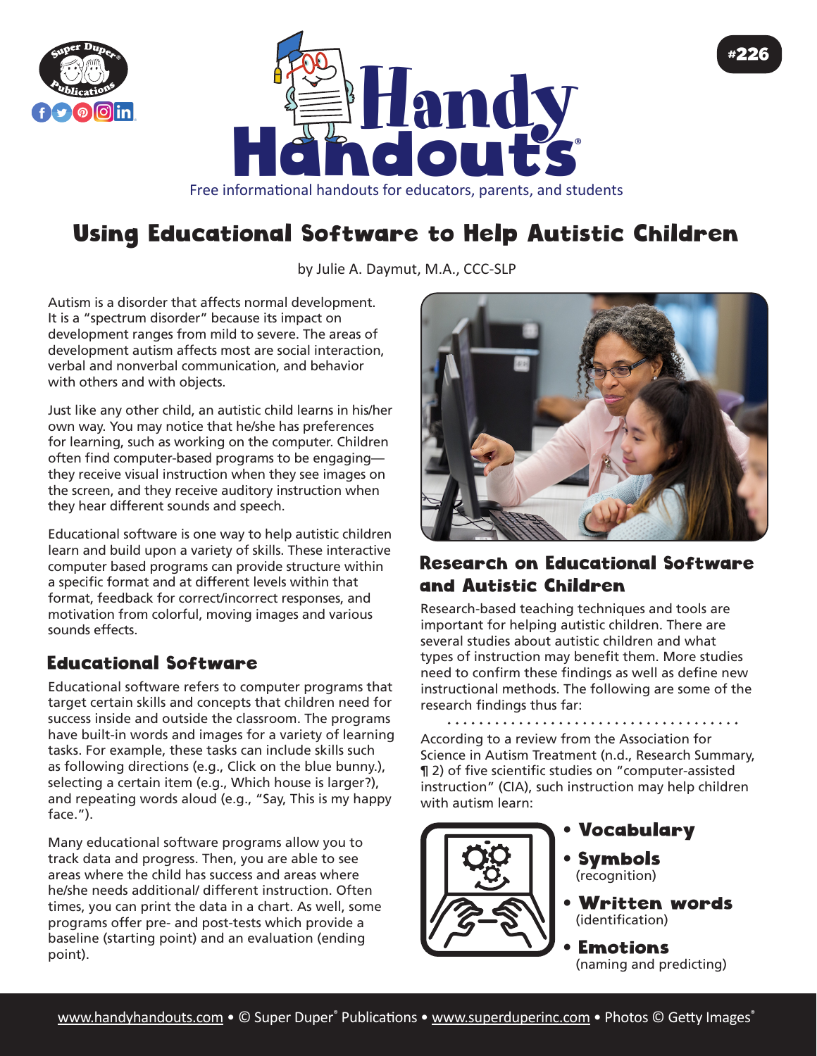# Using Educational Software to Help Autistic Children

by Julie A. Daymut, M.A., CCC-SLP

Autism is a disorder that affects normal development. It is a "spectrum disorder" because its impact on development ranges from mild to severe. The areas of development autism affects most are social interaction, verbal and nonverbal communication, and behavior with others and with objects.

Just like any other child, an autistic child learns in his/her own way. You may notice that he/she has preferences for learning, such as working on the computer. Children often find computer-based programs to be engaging—they receive visual instruction when they see images on the screen, and they receive auditory instruction when they hear different sounds and speech.

Educational software is one way to help autistic children learn and build upon a variety of skills. These interactive computer based programs can provide structure within a specific format and at different levels within that format, feedback for correct/incorrect responses, and motivation from colorful, moving images and various sounds effects.

## Educational Software

Educational software refers to computer programs that target certain skills and concepts that children need for success inside and outside the classroom. The programs have built-in words and images for a variety of learning tasks. For example, these tasks can include skills such as following directions (e.g., Click on the blue bunny.), selecting a certain item (e.g., Which house is larger?), and repeating words aloud (e.g., "Say, This is my happy face.").

Many educational software programs allow you to track data and progress. Then, you are able to see areas where the child has success and areas where he/she needs additional/ different instruction. Often times, you can print the data in a chart. As well, some programs offer pre- and post-tests which provide a baseline (starting point) and an evaluation (ending point).

## Research on Educational Software and Autistic Children

Research-based teaching techniques and tools are important for helping autistic children. There are several studies about autistic children and what types of instruction may benefit them. More studies need to confirm these findings as well as define new instructional methods. The following are some of the research findings thus far:

According to a review from the Association for Science in Autism Treatment (n.d., Research Summary, ¶ 2) of five scientific studies on "computer-assisted instruction" (CIA), such instruction may help children with autism learn:

- **Vocabulary**
- **Symbols** (recognition)
- **Written words** (identification)
- **Emotions** (naming and predicting)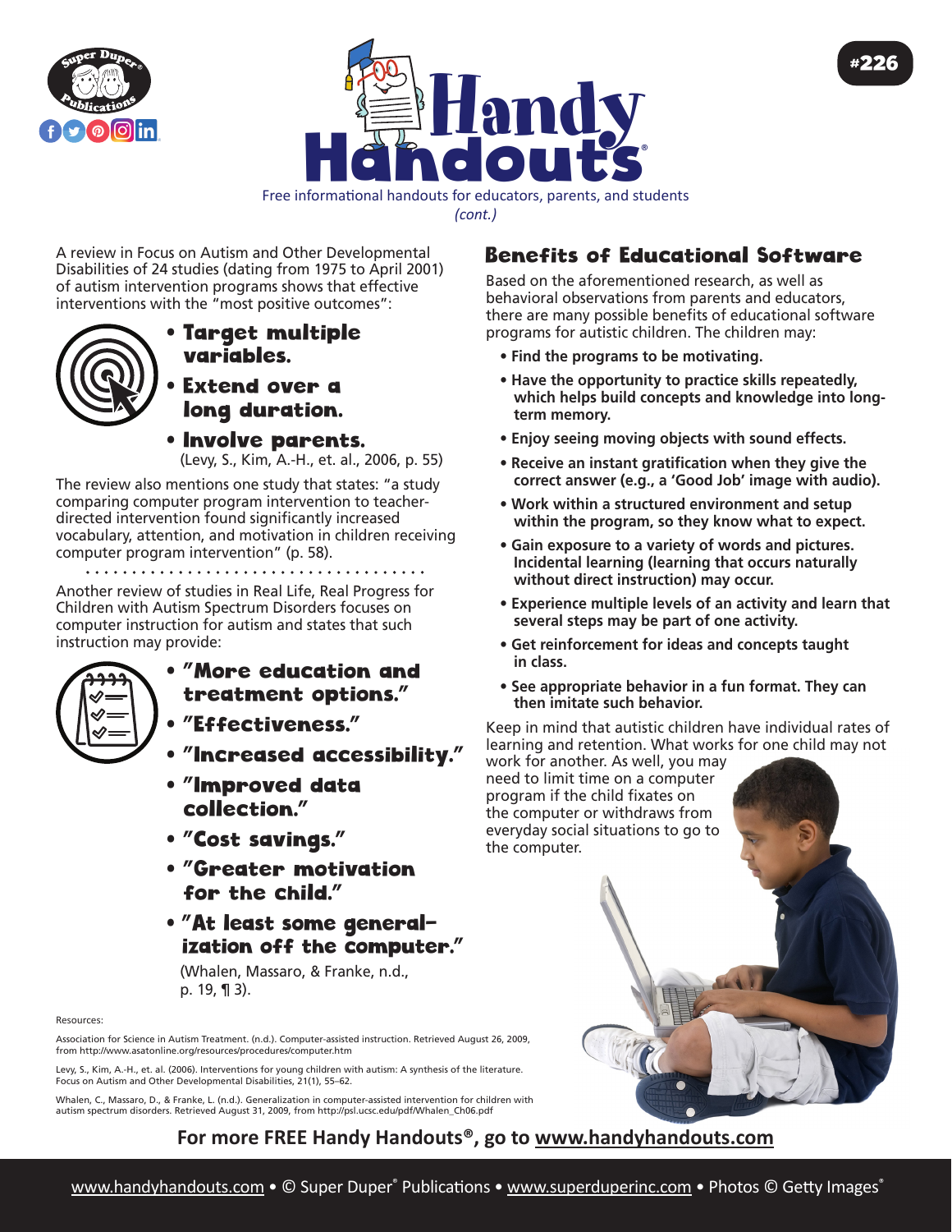(cont.)

A review in Focus on Autism and Other Developmental Disabilities of 24 studies (dating from 1975 to April 2001) of autism intervention programs shows that effective interventions with the "most positive outcomes":

- **Target multiple variables.**
- **Extend over a long duration.**
- **Involve parents.**

(Levy, S., Kim, A.-H., et. al., 2006, p. 55)

The review also mentions one study that states: "a study comparing computer program intervention to teacher-directed intervention found significantly increased vocabulary, attention, and motivation in children receiving computer program intervention" (p. 58).

Another review of studies in Real Life, Real Progress for Children with Autism Spectrum Disorders focuses on computer instruction for autism and states that such instruction may provide:

- **"More education and treatment options."**
- **"Effectiveness."**
- **"Increased accessibility."**
- **"Improved data collection."**
- **"Cost savings."**
- **"Greater motivation for the child."**
- **"At least some generalization off the computer."**

(Whalen, Massaro, & Franke, n.d., p. 19, ¶ 3).

## Benefits of Educational Software

Based on the aforementioned research, as well as behavioral observations from parents and educators, there are many possible benefits of educational software programs for autistic children. The children may:

- **Find the programs to be motivating.**
- **Have the opportunity to practice skills repeatedly, which helps build concepts and knowledge into long-term memory.**
- **Enjoy seeing moving objects with sound effects.**
- **Receive an instant gratification when they give the correct answer (e.g., a 'Good Job' image with audio).**
- **Work within a structured environment and setup within the program, so they know what to expect.**
- **Gain exposure to a variety of words and pictures. Incidental learning (learning that occurs naturally without direct instruction) may occur.**
- **Experience multiple levels of an activity and learn that several steps may be part of one activity.**
- **Get reinforcement for ideas and concepts taught in class.**
- **See appropriate behavior in a fun format. They can then imitate such behavior.**

Keep in mind that autistic children have individual rates of learning and retention. What works for one child may not work for another. As well, you may need to limit time on a computer program if the child fixates on the computer or withdraws from everyday social situations to go to the computer.

Resources:

Association for Science in Autism Treatment. (n.d.). Computer-assisted instruction. Retrieved August 26, 2009, from http://www.asatonline.org/resources/procedures/computer.htm

Levy, S., Kim, A.-H., et. al. (2006). Interventions for young children with autism: A synthesis of the literature. Focus on Autism and Other Developmental Disabilities, 21(1), 55–62.

Whalen, C., Massaro, D., & Franke, L. (n.d.). Generalization in computer-assisted intervention for children with autism spectrum disorders. Retrieved August 31, 2009, from http://psl.ucsc.edu/pdf/Whalen_Ch06.pdf

**For more FREE Handy Handouts®, go to www.handyhandouts.com**